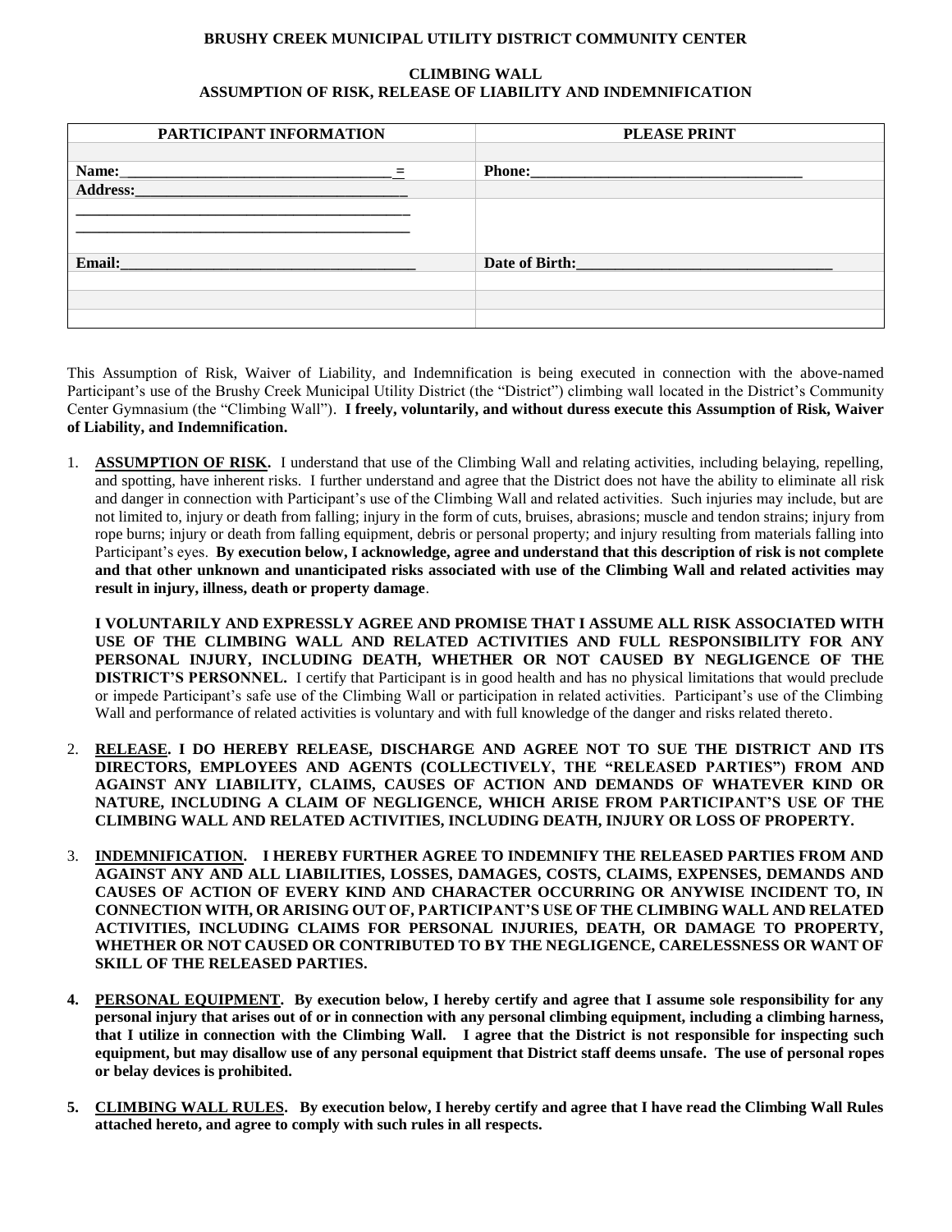**BRUSHY CREEK MUNICIPAL UTILITY DISTRICT COMMUNITY CENTER**

**CLIMBING WALL**
**ASSUMPTION OF RISK, RELEASE OF LIABILITY AND INDEMNIFICATION**

| PARTICIPANT INFORMATION | PLEASE PRINT |
| --- | --- |
| | |
| **Name:**___________________________________ = | **Phone:**___________________________________ |
| **Address:**___________________________________ | |
| ___________________________________________ ___________________________________________ | |
| **Email:**_______________________________________ | **Date of Birth:**__________________________________ |
| | |
| | |
| | |

This Assumption of Risk, Waiver of Liability, and Indemnification is being executed in connection with the above-named Participant's use of the Brushy Creek Municipal Utility District (the "District") climbing wall located in the District's Community Center Gymnasium (the "Climbing Wall"). **I freely, voluntarily, and without duress execute this Assumption of Risk, Waiver of Liability, and Indemnification.**

1. **ASSUMPTION OF RISK.** I understand that use of the Climbing Wall and relating activities, including belaying, repelling, and spotting, have inherent risks. I further understand and agree that the District does not have the ability to eliminate all risk and danger in connection with Participant's use of the Climbing Wall and related activities. Such injuries may include, but are not limited to, injury or death from falling; injury in the form of cuts, bruises, abrasions; muscle and tendon strains; injury from rope burns; injury or death from falling equipment, debris or personal property; and injury resulting from materials falling into Participant's eyes. **By execution below, I acknowledge, agree and understand that this description of risk is not complete and that other unknown and unanticipated risks associated with use of the Climbing Wall and related activities may result in injury, illness, death or property damage**.

   **I VOLUNTARILY AND EXPRESSLY AGREE AND PROMISE THAT I ASSUME ALL RISK ASSOCIATED WITH USE OF THE CLIMBING WALL AND RELATED ACTIVITIES AND FULL RESPONSIBILITY FOR ANY PERSONAL INJURY, INCLUDING DEATH, WHETHER OR NOT CAUSED BY NEGLIGENCE OF THE DISTRICT'S PERSONNEL.** I certify that Participant is in good health and has no physical limitations that would preclude or impede Participant's safe use of the Climbing Wall or participation in related activities. Participant's use of the Climbing Wall and performance of related activities is voluntary and with full knowledge of the danger and risks related thereto.

2. **RELEASE. I DO HEREBY RELEASE, DISCHARGE AND AGREE NOT TO SUE THE DISTRICT AND ITS DIRECTORS, EMPLOYEES AND AGENTS (COLLECTIVELY, THE "RELEASED PARTIES") FROM AND AGAINST ANY LIABILITY, CLAIMS, CAUSES OF ACTION AND DEMANDS OF WHATEVER KIND OR NATURE, INCLUDING A CLAIM OF NEGLIGENCE, WHICH ARISE FROM PARTICIPANT'S USE OF THE CLIMBING WALL AND RELATED ACTIVITIES, INCLUDING DEATH, INJURY OR LOSS OF PROPERTY.**

3. **INDEMNIFICATION. I HEREBY FURTHER AGREE TO INDEMNIFY THE RELEASED PARTIES FROM AND AGAINST ANY AND ALL LIABILITIES, LOSSES, DAMAGES, COSTS, CLAIMS, EXPENSES, DEMANDS AND CAUSES OF ACTION OF EVERY KIND AND CHARACTER OCCURRING OR ANYWISE INCIDENT TO, IN CONNECTION WITH, OR ARISING OUT OF, PARTICIPANT'S USE OF THE CLIMBING WALL AND RELATED ACTIVITIES, INCLUDING CLAIMS FOR PERSONAL INJURIES, DEATH, OR DAMAGE TO PROPERTY, WHETHER OR NOT CAUSED OR CONTRIBUTED TO BY THE NEGLIGENCE, CARELESSNESS OR WANT OF SKILL OF THE RELEASED PARTIES.**

4. **PERSONAL EQUIPMENT. By execution below, I hereby certify and agree that I assume sole responsibility for any personal injury that arises out of or in connection with any personal climbing equipment, including a climbing harness, that I utilize in connection with the Climbing Wall. I agree that the District is not responsible for inspecting such equipment, but may disallow use of any personal equipment that District staff deems unsafe. The use of personal ropes or belay devices is prohibited.**

5. **CLIMBING WALL RULES. By execution below, I hereby certify and agree that I have read the Climbing Wall Rules attached hereto, and agree to comply with such rules in all respects.**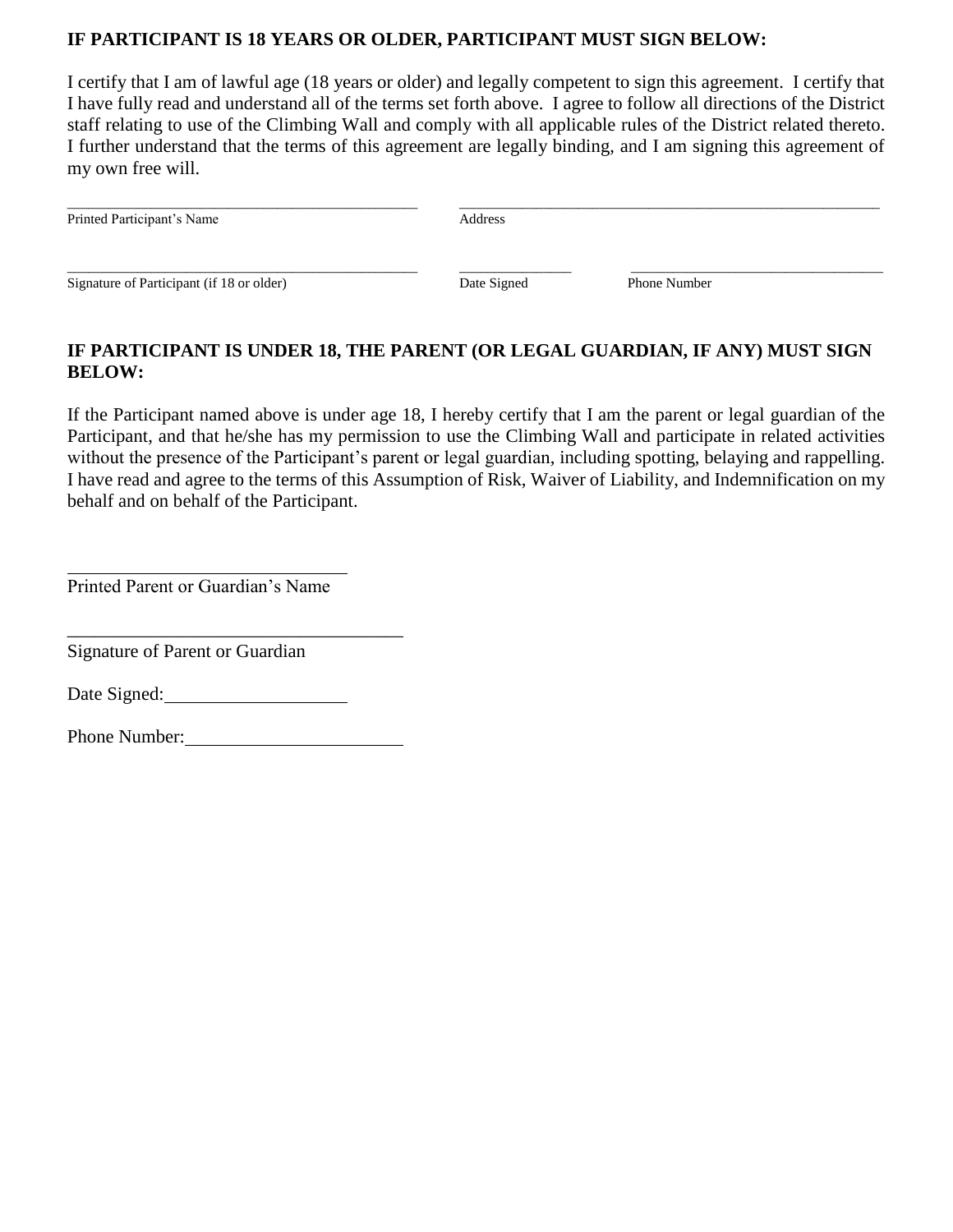**IF PARTICIPANT IS 18 YEARS OR OLDER, PARTICIPANT MUST SIGN BELOW:**

I certify that I am of lawful age (18 years or older) and legally competent to sign this agreement. I certify that I have fully read and understand all of the terms set forth above. I agree to follow all directions of the District staff relating to use of the Climbing Wall and comply with all applicable rules of the District related thereto. I further understand that the terms of this agreement are legally binding, and I am signing this agreement of my own free will.

\_\_\_\_\_\_\_\_\_\_\_\_\_\_\_\_\_\_\_\_\_\_\_\_\_\_\_\_\_\_\_\_\_\_\_\_\_\_\_\_ &nbsp;&nbsp; \_\_\_\_\_\_\_\_\_\_\_\_\_\_\_\_\_\_\_\_\_\_\_\_\_\_\_\_\_\_\_\_\_\_\_\_\_\_\_\_\_\_\_\_\_\_\_\_
Printed Participant's Name &nbsp;&nbsp; Address

\_\_\_\_\_\_\_\_\_\_\_\_\_\_\_\_\_\_\_\_\_\_\_\_\_\_\_\_\_\_\_\_\_\_\_\_\_\_\_\_ &nbsp;&nbsp; \_\_\_\_\_\_\_\_\_\_\_\_\_\_ &nbsp;&nbsp; \_\_\_\_\_\_\_\_\_\_\_\_\_\_\_\_\_\_\_\_\_\_\_\_\_\_\_\_\_\_
Signature of Participant (if 18 or older) &nbsp;&nbsp; Date Signed &nbsp;&nbsp; Phone Number

**IF PARTICIPANT IS UNDER 18, THE PARENT (OR LEGAL GUARDIAN, IF ANY) MUST SIGN BELOW:**

If the Participant named above is under age 18, I hereby certify that I am the parent or legal guardian of the Participant, and that he/she has my permission to use the Climbing Wall and participate in related activities without the presence of the Participant's parent or legal guardian, including spotting, belaying and rappelling. I have read and agree to the terms of this Assumption of Risk, Waiver of Liability, and Indemnification on my behalf and on behalf of the Participant.

\_\_\_\_\_\_\_\_\_\_\_\_\_\_\_\_\_\_\_\_\_\_\_\_\_\_\_\_\_\_
Printed Parent or Guardian's Name

\_\_\_\_\_\_\_\_\_\_\_\_\_\_\_\_\_\_\_\_\_\_\_\_\_\_\_\_\_\_\_\_\_\_\_\_
Signature of Parent or Guardian

Date Signed:\_\_\_\_\_\_\_\_\_\_\_\_\_\_\_\_\_\_\_\_

Phone Number:\_\_\_\_\_\_\_\_\_\_\_\_\_\_\_\_\_\_\_\_\_\_\_\_